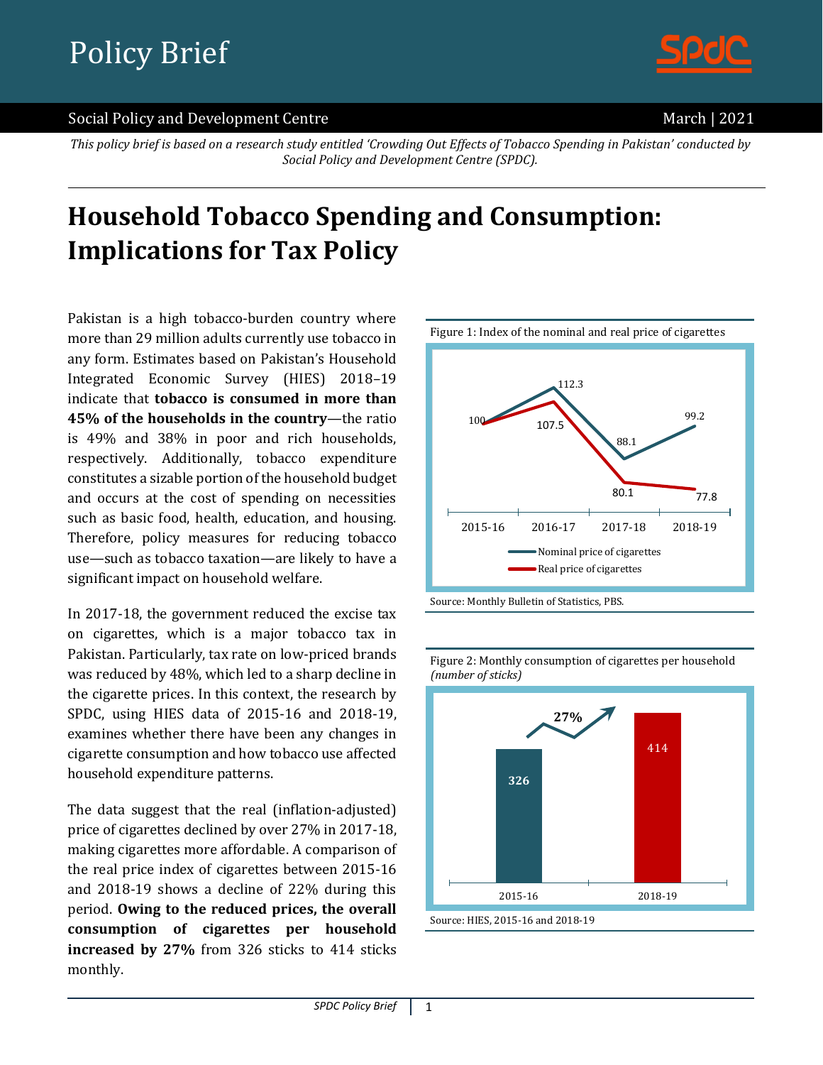# Policy Brief

Social Policy and Development Centre

March | 2021

*This policy brief is based on a research study entitled 'Crowding Out Effects of Tobacco Spending in Pakistan' conducted by Social Policy and Development Centre (SPDC).*

# Household Tobacco Spending and Consumption: Implications for Tax Policy

Pakistan is a high tobacco-burden country where more than 29 million adults currently use tobacco in any form. Estimates based on Pakistan's Household Integrated Economic Survey (HIES) 2018–19 indicate that **tobacco is consumed in more than 45% of the households in the country**—the ratio is 49% and 38% in poor and rich households, respectively. Additionally, tobacco expenditure constitutes a sizable portion of the household budget and occurs at the cost of spending on necessities such as basic food, health, education, and housing. Therefore, policy measures for reducing tobacco use—such as tobacco taxation—are likely to have a significant impact on household welfare.

In 2017-18, the government reduced the excise tax on cigarettes, which is a major tobacco tax in Pakistan. Particularly, tax rate on low-priced brands was reduced by 48%, which led to a sharp decline in the cigarette prices. In this context, the research by SPDC, using HIES data of 2015-16 and 2018-19, examines whether there have been any changes in cigarette consumption and how tobacco use affected household expenditure patterns.

The data suggest that the real (inflation-adjusted) price of cigarettes declined by over 27% in 2017-18, making cigarettes more affordable. A comparison of the real price index of cigarettes between 2015-16 and 2018-19 shows a decline of 22% during this period. **Owing to the reduced prices, the overall consumption of cigarettes per household increased by 27%** from 326 sticks to 414 sticks monthly.

Figure 1: Index of the nominal and real price of cigarettes

| | 2015-16 | 2016-17 | 2017-18 | 2018-19 |
|---|---|---|---|---|
| Nominal price of cigarettes | 100 | 112.3 | 88.1 | 99.2 |
| Real price of cigarettes | 100 | 107.5 | 80.1 | 77.8 |

Source: Monthly Bulletin of Statistics, PBS.

Figure 2: Monthly consumption of cigarettes per household *(number of sticks)*

| 2015-16 | 2018-19 |
|---|---|
| 326 | 414 |

27%

Source: HIES, 2015-16 and 2018-19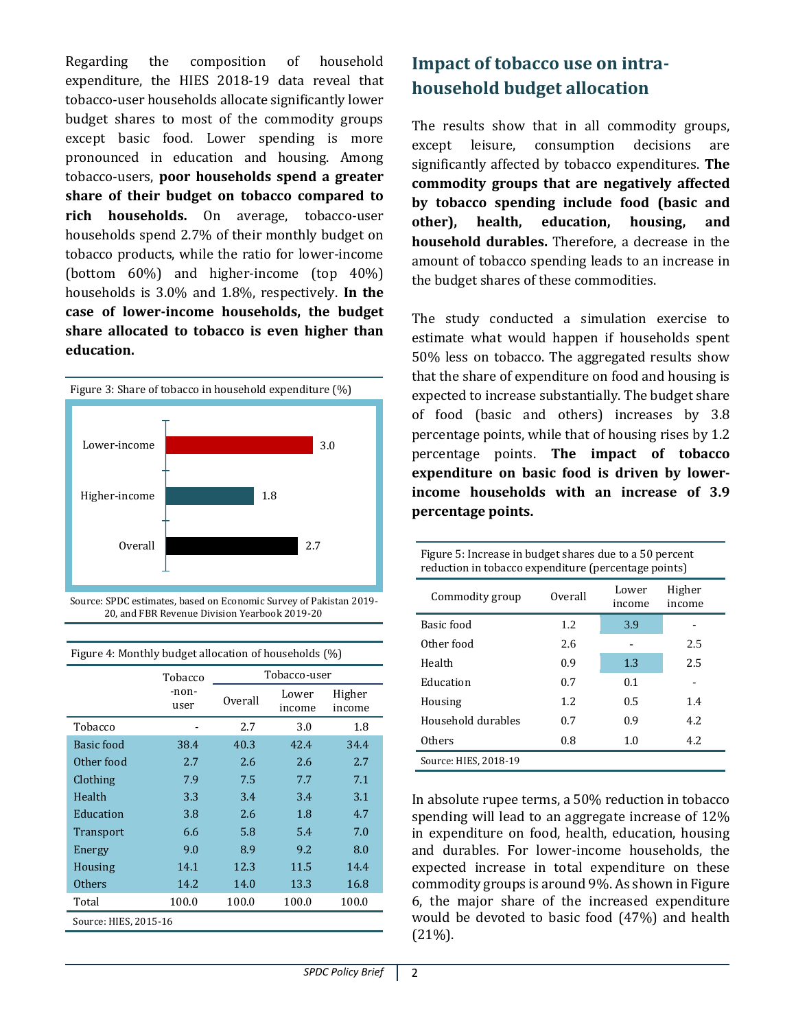Regarding the composition of household expenditure, the HIES 2018-19 data reveal that tobacco-user households allocate significantly lower budget shares to most of the commodity groups except basic food. Lower spending is more pronounced in education and housing. Among tobacco-users, **poor households spend a greater share of their budget on tobacco compared to rich households.** On average, tobacco-user households spend 2.7% of their monthly budget on tobacco products, while the ratio for lower-income (bottom 60%) and higher-income (top 40%) households is 3.0% and 1.8%, respectively. **In the case of lower-income households, the budget share allocated to tobacco is even higher than education.**

Figure 3: Share of tobacco in household expenditure (%)

| | % |
|---|---|
| Lower-income | 3.0 |
| Higher-income | 1.8 |
| Overall | 2.7 |

Source: SPDC estimates, based on Economic Survey of Pakistan 2019-20, and FBR Revenue Division Yearbook 2019-20

Figure 4: Monthly budget allocation of households (%)

| | Tobacco -non-user | Tobacco-user | | |
|---|---|---|---|---|
| | | Overall | Lower income | Higher income |
| Tobacco | - | 2.7 | 3.0 | 1.8 |
| Basic food | 38.4 | 40.3 | 42.4 | 34.4 |
| Other food | 2.7 | 2.6 | 2.6 | 2.7 |
| Clothing | 7.9 | 7.5 | 7.7 | 7.1 |
| Health | 3.3 | 3.4 | 3.4 | 3.1 |
| Education | 3.8 | 2.6 | 1.8 | 4.7 |
| Transport | 6.6 | 5.8 | 5.4 | 7.0 |
| Energy | 9.0 | 8.9 | 9.2 | 8.0 |
| Housing | 14.1 | 12.3 | 11.5 | 14.4 |
| Others | 14.2 | 14.0 | 13.3 | 16.8 |
| Total | 100.0 | 100.0 | 100.0 | 100.0 |

Source: HIES, 2015-16

## Impact of tobacco use on intra-household budget allocation

The results show that in all commodity groups, except leisure, consumption decisions are significantly affected by tobacco expenditures. **The commodity groups that are negatively affected by tobacco spending include food (basic and other), health, education, housing, and household durables.** Therefore, a decrease in the amount of tobacco spending leads to an increase in the budget shares of these commodities.

The study conducted a simulation exercise to estimate what would happen if households spent 50% less on tobacco. The aggregated results show that the share of expenditure on food and housing is expected to increase substantially. The budget share of food (basic and others) increases by 3.8 percentage points, while that of housing rises by 1.2 percentage points. **The impact of tobacco expenditure on basic food is driven by lower-income households with an increase of 3.9 percentage points.**

Figure 5: Increase in budget shares due to a 50 percent reduction in tobacco expenditure (percentage points)

| Commodity group | Overall | Lower income | Higher income |
|---|---|---|---|
| Basic food | 1.2 | 3.9 | - |
| Other food | 2.6 | - | 2.5 |
| Health | 0.9 | 1.3 | 2.5 |
| Education | 0.7 | 0.1 | - |
| Housing | 1.2 | 0.5 | 1.4 |
| Household durables | 0.7 | 0.9 | 4.2 |
| Others | 0.8 | 1.0 | 4.2 |

Source: HIES, 2018-19

In absolute rupee terms, a 50% reduction in tobacco spending will lead to an aggregate increase of 12% in expenditure on food, health, education, housing and durables. For lower-income households, the expected increase in total expenditure on these commodity groups is around 9%. As shown in Figure 6, the major share of the increased expenditure would be devoted to basic food (47%) and health (21%).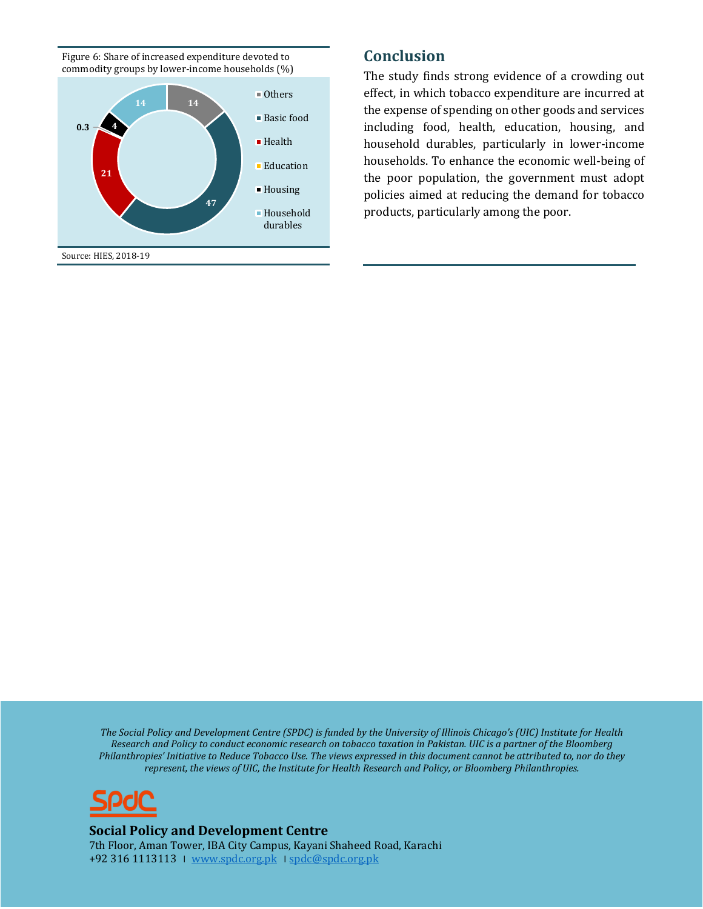Figure 6: Share of increased expenditure devoted to commodity groups by lower-income households (%)

14
14
0.3
4
21
47

Others
Basic food
Health
Education
Housing
Household durables

Source: HIES, 2018-19

## Conclusion

The study finds strong evidence of a crowding out effect, in which tobacco expenditure are incurred at the expense of spending on other goods and services including food, health, education, housing, and household durables, particularly in lower-income households. To enhance the economic well-being of the poor population, the government must adopt policies aimed at reducing the demand for tobacco products, particularly among the poor.

*The Social Policy and Development Centre (SPDC) is funded by the University of Illinois Chicago's (UIC) Institute for Health Research and Policy to conduct economic research on tobacco taxation in Pakistan. UIC is a partner of the Bloomberg Philanthropies' Initiative to Reduce Tobacco Use. The views expressed in this document cannot be attributed to, nor do they represent, the views of UIC, the Institute for Health Research and Policy, or Bloomberg Philanthropies.*

SPDC

**Social Policy and Development Centre**

7th Floor, Aman Tower, IBA City Campus, Kayani Shaheed Road, Karachi

+92 316 1113113 | www.spdc.org.pk | spdc@spdc.org.pk